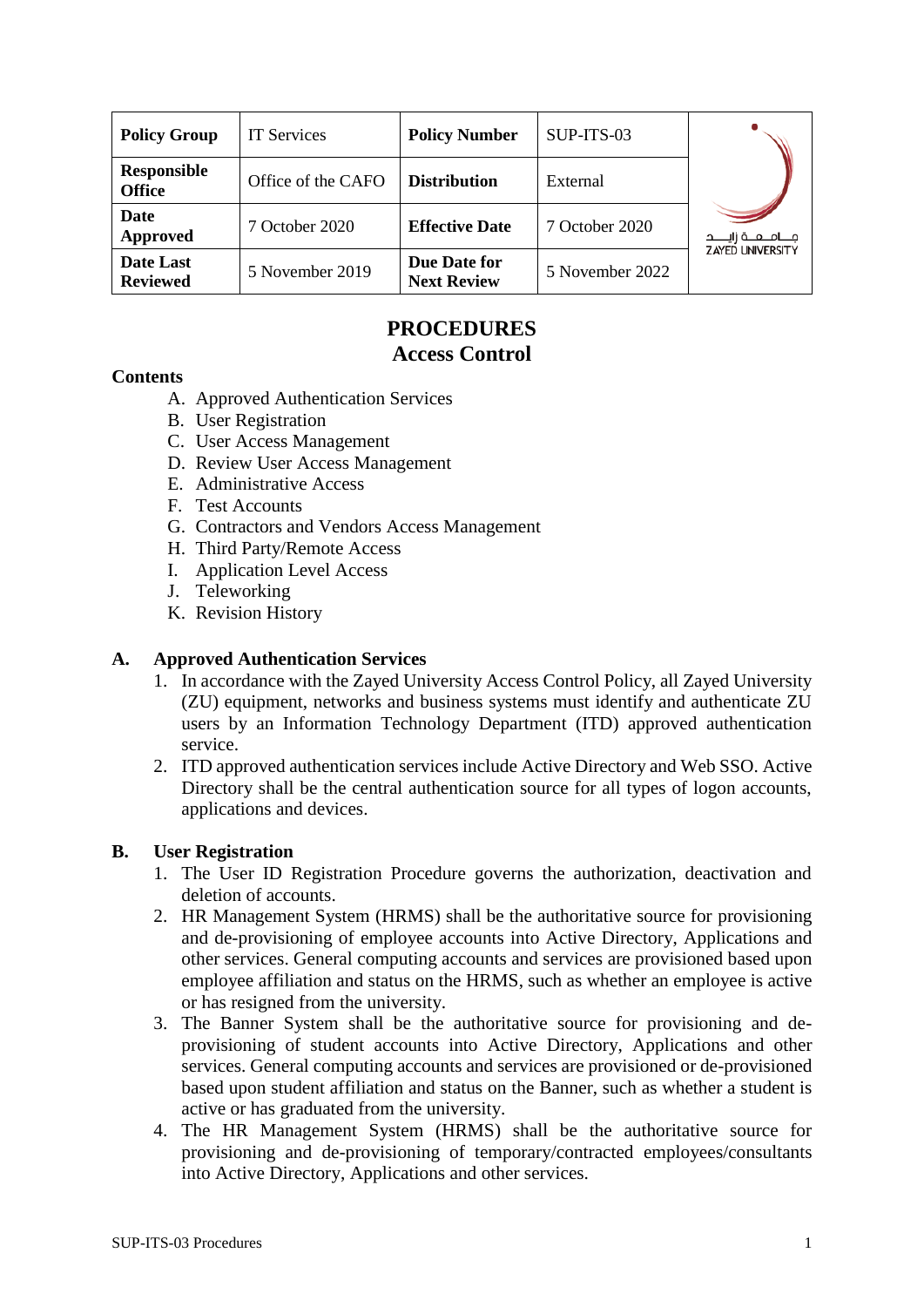| Policy Group | IT Services | Policy Number | SUP-ITS-03 | جامعة زايد ZAYED UNIVERSITY |
|---|---|---|---|---|
| Responsible Office | Office of the CAFO | Distribution | External | |
| Date Approved | 7 October 2020 | Effective Date | 7 October 2020 | |
| Date Last Reviewed | 5 November 2019 | Due Date for Next Review | 5 November 2022 | |

# PROCEDURES
# Access Control

**Contents**

A. Approved Authentication Services
B. User Registration
C. User Access Management
D. Review User Access Management
E. Administrative Access
F. Test Accounts
G. Contractors and Vendors Access Management
H. Third Party/Remote Access
I. Application Level Access
J. Teleworking
K. Revision History

## A. Approved Authentication Services

1. In accordance with the Zayed University Access Control Policy, all Zayed University (ZU) equipment, networks and business systems must identify and authenticate ZU users by an Information Technology Department (ITD) approved authentication service.
2. ITD approved authentication services include Active Directory and Web SSO. Active Directory shall be the central authentication source for all types of logon accounts, applications and devices.

## B. User Registration

1. The User ID Registration Procedure governs the authorization, deactivation and deletion of accounts.
2. HR Management System (HRMS) shall be the authoritative source for provisioning and de-provisioning of employee accounts into Active Directory, Applications and other services. General computing accounts and services are provisioned based upon employee affiliation and status on the HRMS, such as whether an employee is active or has resigned from the university.
3. The Banner System shall be the authoritative source for provisioning and de-provisioning of student accounts into Active Directory, Applications and other services. General computing accounts and services are provisioned or de-provisioned based upon student affiliation and status on the Banner, such as whether a student is active or has graduated from the university.
4. The HR Management System (HRMS) shall be the authoritative source for provisioning and de-provisioning of temporary/contracted employees/consultants into Active Directory, Applications and other services.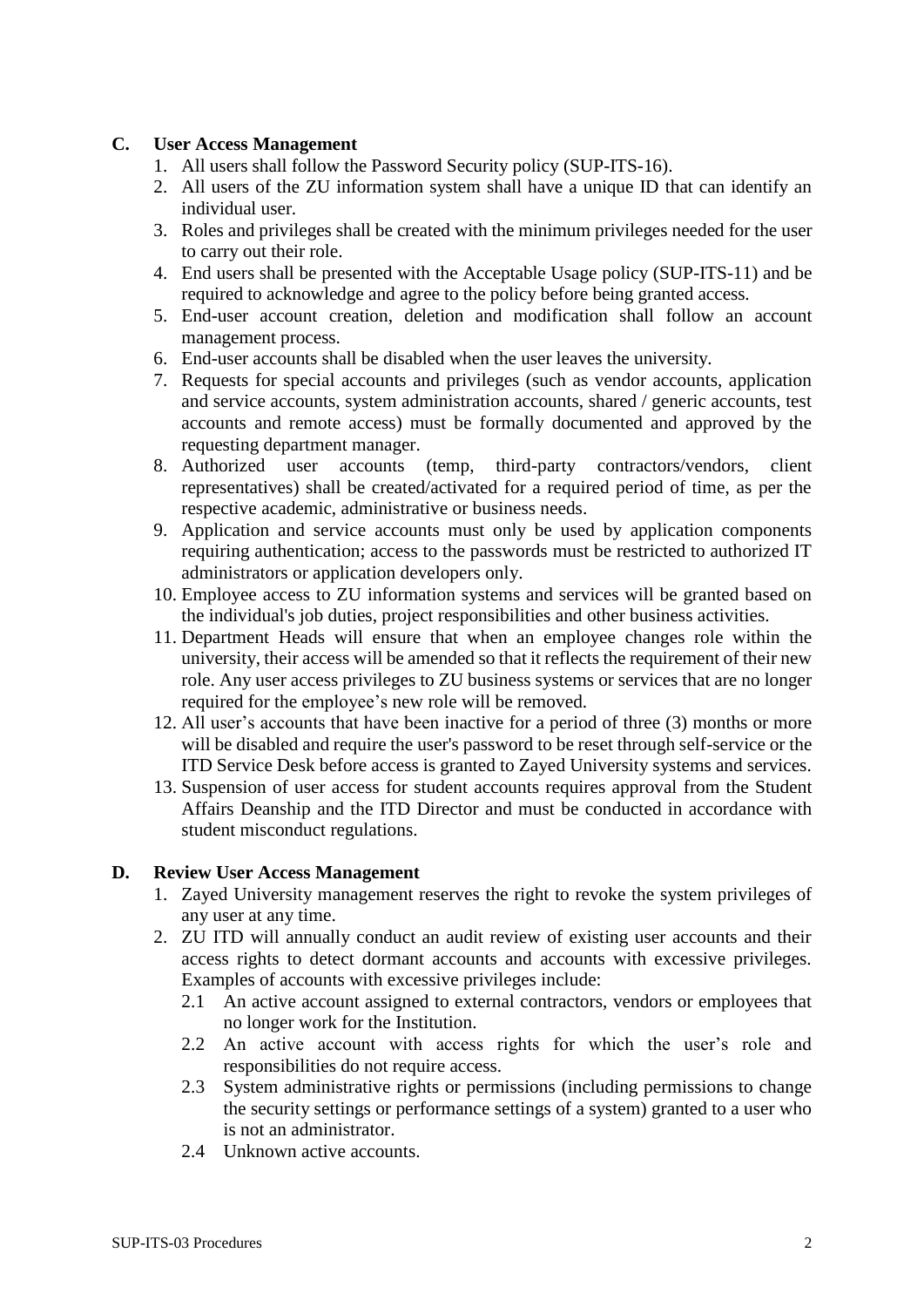### C. User Access Management

1. All users shall follow the Password Security policy (SUP-ITS-16).
2. All users of the ZU information system shall have a unique ID that can identify an individual user.
3. Roles and privileges shall be created with the minimum privileges needed for the user to carry out their role.
4. End users shall be presented with the Acceptable Usage policy (SUP-ITS-11) and be required to acknowledge and agree to the policy before being granted access.
5. End-user account creation, deletion and modification shall follow an account management process.
6. End-user accounts shall be disabled when the user leaves the university.
7. Requests for special accounts and privileges (such as vendor accounts, application and service accounts, system administration accounts, shared / generic accounts, test accounts and remote access) must be formally documented and approved by the requesting department manager.
8. Authorized user accounts (temp, third-party contractors/vendors, client representatives) shall be created/activated for a required period of time, as per the respective academic, administrative or business needs.
9. Application and service accounts must only be used by application components requiring authentication; access to the passwords must be restricted to authorized IT administrators or application developers only.
10. Employee access to ZU information systems and services will be granted based on the individual's job duties, project responsibilities and other business activities.
11. Department Heads will ensure that when an employee changes role within the university, their access will be amended so that it reflects the requirement of their new role. Any user access privileges to ZU business systems or services that are no longer required for the employee's new role will be removed.
12. All user's accounts that have been inactive for a period of three (3) months or more will be disabled and require the user's password to be reset through self-service or the ITD Service Desk before access is granted to Zayed University systems and services.
13. Suspension of user access for student accounts requires approval from the Student Affairs Deanship and the ITD Director and must be conducted in accordance with student misconduct regulations.

### D. Review User Access Management

1. Zayed University management reserves the right to revoke the system privileges of any user at any time.
2. ZU ITD will annually conduct an audit review of existing user accounts and their access rights to detect dormant accounts and accounts with excessive privileges. Examples of accounts with excessive privileges include:
   - 2.1 An active account assigned to external contractors, vendors or employees that no longer work for the Institution.
   - 2.2 An active account with access rights for which the user's role and responsibilities do not require access.
   - 2.3 System administrative rights or permissions (including permissions to change the security settings or performance settings of a system) granted to a user who is not an administrator.
   - 2.4 Unknown active accounts.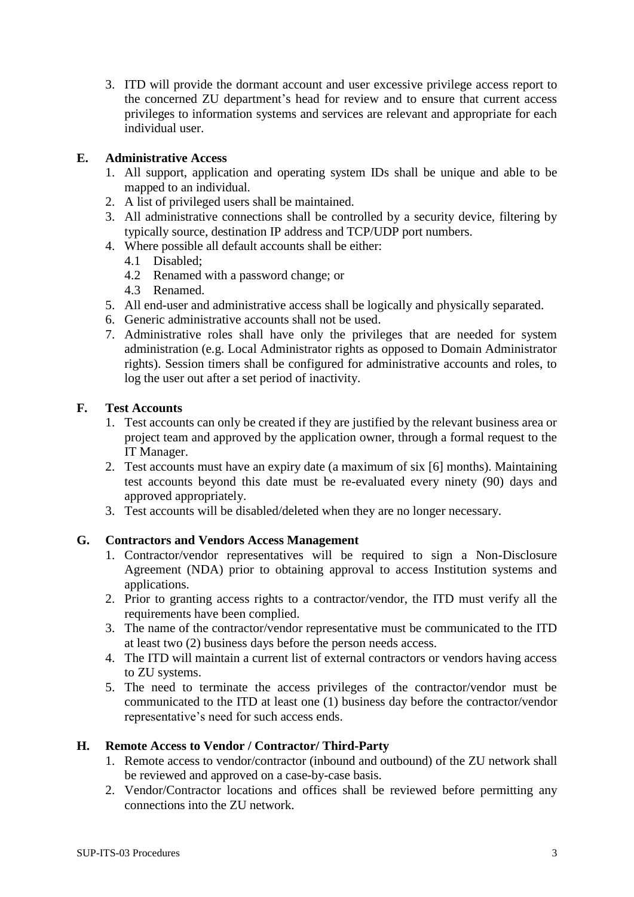3. ITD will provide the dormant account and user excessive privilege access report to the concerned ZU department's head for review and to ensure that current access privileges to information systems and services are relevant and appropriate for each individual user.

## E. Administrative Access

1. All support, application and operating system IDs shall be unique and able to be mapped to an individual.
2. A list of privileged users shall be maintained.
3. All administrative connections shall be controlled by a security device, filtering by typically source, destination IP address and TCP/UDP port numbers.
4. Where possible all default accounts shall be either:
   - 4.1 Disabled;
   - 4.2 Renamed with a password change; or
   - 4.3 Renamed.
5. All end-user and administrative access shall be logically and physically separated.
6. Generic administrative accounts shall not be used.
7. Administrative roles shall have only the privileges that are needed for system administration (e.g. Local Administrator rights as opposed to Domain Administrator rights). Session timers shall be configured for administrative accounts and roles, to log the user out after a set period of inactivity.

## F. Test Accounts

1. Test accounts can only be created if they are justified by the relevant business area or project team and approved by the application owner, through a formal request to the IT Manager.
2. Test accounts must have an expiry date (a maximum of six [6] months). Maintaining test accounts beyond this date must be re-evaluated every ninety (90) days and approved appropriately.
3. Test accounts will be disabled/deleted when they are no longer necessary.

## G. Contractors and Vendors Access Management

1. Contractor/vendor representatives will be required to sign a Non-Disclosure Agreement (NDA) prior to obtaining approval to access Institution systems and applications.
2. Prior to granting access rights to a contractor/vendor, the ITD must verify all the requirements have been complied.
3. The name of the contractor/vendor representative must be communicated to the ITD at least two (2) business days before the person needs access.
4. The ITD will maintain a current list of external contractors or vendors having access to ZU systems.
5. The need to terminate the access privileges of the contractor/vendor must be communicated to the ITD at least one (1) business day before the contractor/vendor representative's need for such access ends.

## H. Remote Access to Vendor / Contractor/ Third-Party

1. Remote access to vendor/contractor (inbound and outbound) of the ZU network shall be reviewed and approved on a case-by-case basis.
2. Vendor/Contractor locations and offices shall be reviewed before permitting any connections into the ZU network.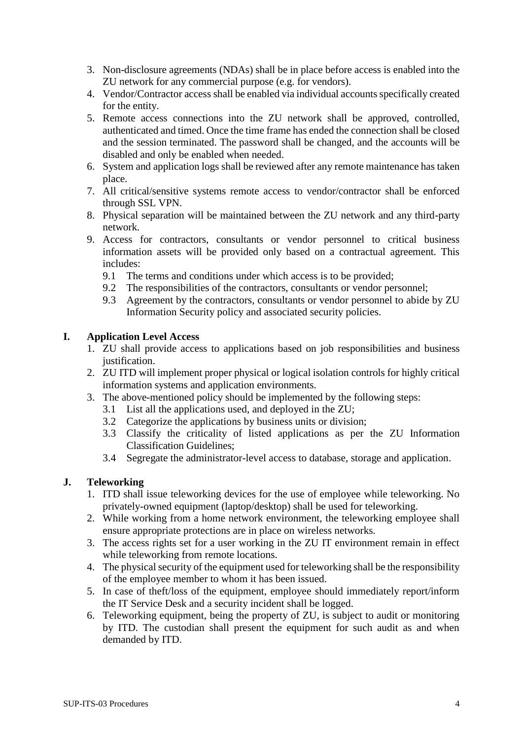3. Non-disclosure agreements (NDAs) shall be in place before access is enabled into the ZU network for any commercial purpose (e.g. for vendors).
4. Vendor/Contractor access shall be enabled via individual accounts specifically created for the entity.
5. Remote access connections into the ZU network shall be approved, controlled, authenticated and timed. Once the time frame has ended the connection shall be closed and the session terminated. The password shall be changed, and the accounts will be disabled and only be enabled when needed.
6. System and application logs shall be reviewed after any remote maintenance has taken place.
7. All critical/sensitive systems remote access to vendor/contractor shall be enforced through SSL VPN.
8. Physical separation will be maintained between the ZU network and any third-party network.
9. Access for contractors, consultants or vendor personnel to critical business information assets will be provided only based on a contractual agreement. This includes:
   - 9.1 The terms and conditions under which access is to be provided;
   - 9.2 The responsibilities of the contractors, consultants or vendor personnel;
   - 9.3 Agreement by the contractors, consultants or vendor personnel to abide by ZU Information Security policy and associated security policies.

## I. Application Level Access

1. ZU shall provide access to applications based on job responsibilities and business justification.
2. ZU ITD will implement proper physical or logical isolation controls for highly critical information systems and application environments.
3. The above-mentioned policy should be implemented by the following steps:
   - 3.1 List all the applications used, and deployed in the ZU;
   - 3.2 Categorize the applications by business units or division;
   - 3.3 Classify the criticality of listed applications as per the ZU Information Classification Guidelines;
   - 3.4 Segregate the administrator-level access to database, storage and application.

## J. Teleworking

1. ITD shall issue teleworking devices for the use of employee while teleworking. No privately-owned equipment (laptop/desktop) shall be used for teleworking.
2. While working from a home network environment, the teleworking employee shall ensure appropriate protections are in place on wireless networks.
3. The access rights set for a user working in the ZU IT environment remain in effect while teleworking from remote locations.
4. The physical security of the equipment used for teleworking shall be the responsibility of the employee member to whom it has been issued.
5. In case of theft/loss of the equipment, employee should immediately report/inform the IT Service Desk and a security incident shall be logged.
6. Teleworking equipment, being the property of ZU, is subject to audit or monitoring by ITD. The custodian shall present the equipment for such audit as and when demanded by ITD.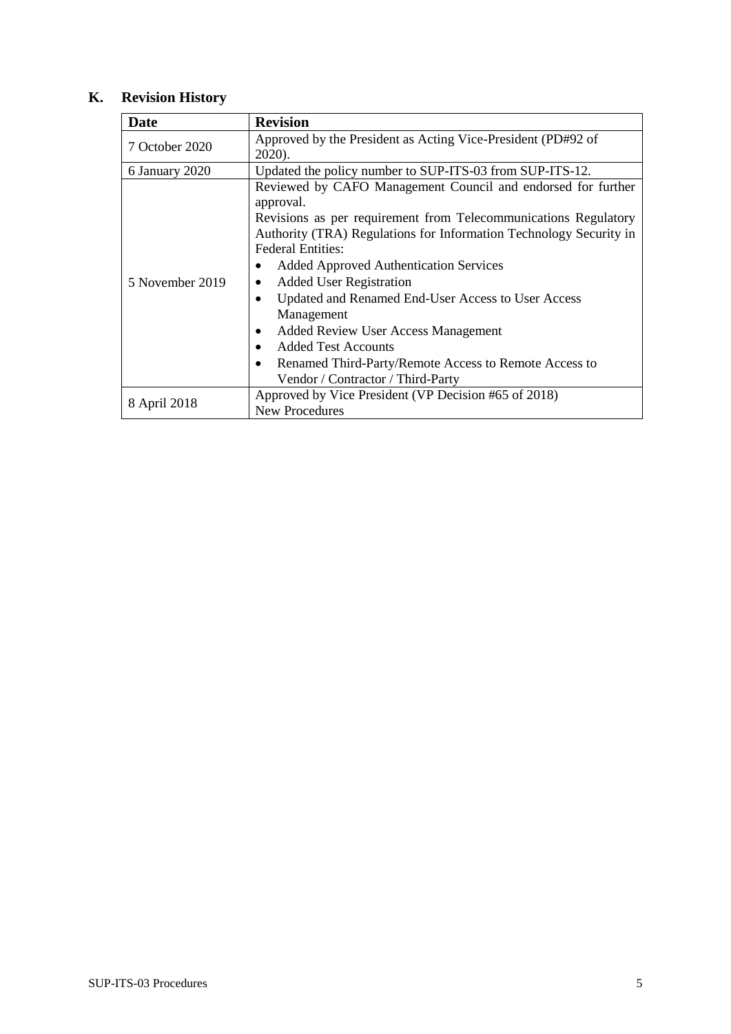## K. Revision History

| Date | Revision |
|---|---|
| 7 October 2020 | Approved by the President as Acting Vice-President (PD#92 of 2020). |
| 6 January 2020 | Updated the policy number to SUP-ITS-03 from SUP-ITS-12. |
| 5 November 2019 | Reviewed by CAFO Management Council and endorsed for further approval.<br>Revisions as per requirement from Telecommunications Regulatory Authority (TRA) Regulations for Information Technology Security in Federal Entities:<br>• Added Approved Authentication Services<br>• Added User Registration<br>• Updated and Renamed End-User Access to User Access Management<br>• Added Review User Access Management<br>• Added Test Accounts<br>• Renamed Third-Party/Remote Access to Remote Access to Vendor / Contractor / Third-Party |
| 8 April 2018 | Approved by Vice President (VP Decision #65 of 2018)<br>New Procedures |